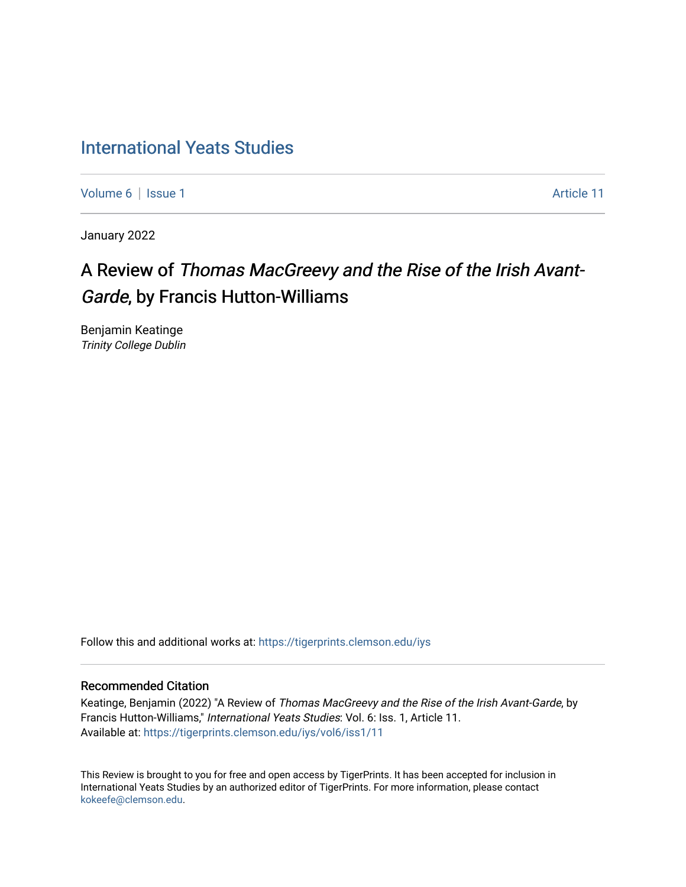# International Yeats Studies

Volume 6 | Issue 1 Article 11

January 2022

## A Review of *Thomas MacGreevy and the Rise of the Irish Avant-Garde*, by Francis Hutton-Williams

Benjamin Keatinge
*Trinity College Dublin*

Follow this and additional works at: https://tigerprints.clemson.edu/iys

### Recommended Citation

Keatinge, Benjamin (2022) "A Review of *Thomas MacGreevy and the Rise of the Irish Avant-Garde*, by Francis Hutton-Williams," *International Yeats Studies*: Vol. 6: Iss. 1, Article 11.
Available at: https://tigerprints.clemson.edu/iys/vol6/iss1/11

This Review is brought to you for free and open access by TigerPrints. It has been accepted for inclusion in International Yeats Studies by an authorized editor of TigerPrints. For more information, please contact kokeefe@clemson.edu.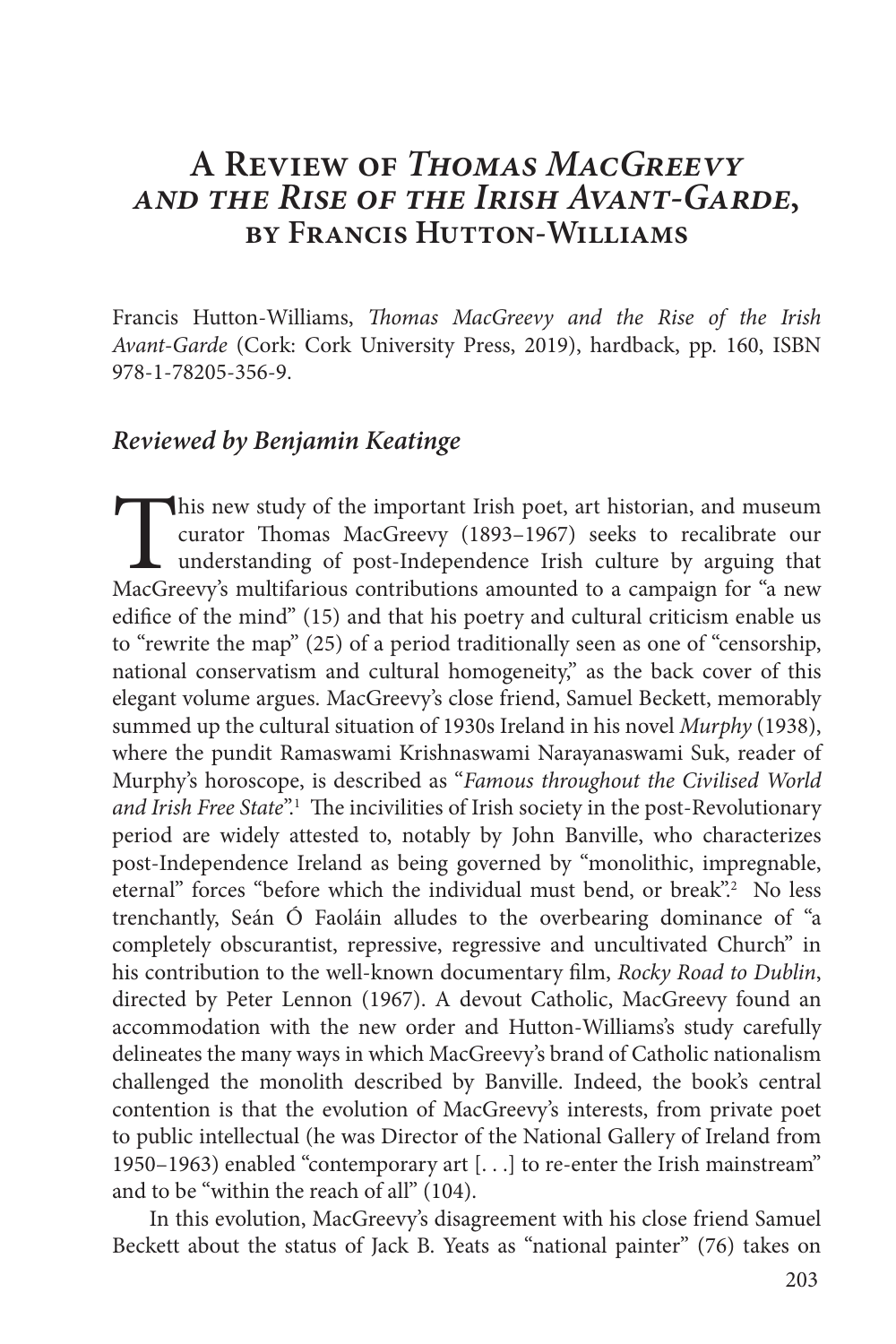# A Review of *Thomas MacGreevy and the Rise of the Irish Avant-Garde*, by Francis Hutton-Williams

Francis Hutton-Williams, *Thomas MacGreevy and the Rise of the Irish Avant-Garde* (Cork: Cork University Press, 2019), hardback, pp. 160, ISBN 978-1-78205-356-9.

### *Reviewed by Benjamin Keatinge*

This new study of the important Irish poet, art historian, and museum curator Thomas MacGreevy (1893–1967) seeks to recalibrate our understanding of post-Independence Irish culture by arguing that MacGreevy's multifarious contributions amounted to a campaign for "a new edifice of the mind" (15) and that his poetry and cultural criticism enable us to "rewrite the map" (25) of a period traditionally seen as one of "censorship, national conservatism and cultural homogeneity," as the back cover of this elegant volume argues. MacGreevy's close friend, Samuel Beckett, memorably summed up the cultural situation of 1930s Ireland in his novel *Murphy* (1938), where the pundit Ramaswami Krishnaswami Narayanaswami Suk, reader of Murphy's horoscope, is described as "*Famous throughout the Civilised World and Irish Free State*".[1] The incivilities of Irish society in the post-Revolutionary period are widely attested to, notably by John Banville, who characterizes post-Independence Ireland as being governed by "monolithic, impregnable, eternal" forces "before which the individual must bend, or break".[2] No less trenchantly, Seán Ó Faoláin alludes to the overbearing dominance of "a completely obscurantist, repressive, regressive and uncultivated Church" in his contribution to the well-known documentary film, *Rocky Road to Dublin*, directed by Peter Lennon (1967). A devout Catholic, MacGreevy found an accommodation with the new order and Hutton-Williams's study carefully delineates the many ways in which MacGreevy's brand of Catholic nationalism challenged the monolith described by Banville. Indeed, the book's central contention is that the evolution of MacGreevy's interests, from private poet to public intellectual (he was Director of the National Gallery of Ireland from 1950–1963) enabled "contemporary art [. . .] to re-enter the Irish mainstream" and to be "within the reach of all" (104).

In this evolution, MacGreevy's disagreement with his close friend Samuel Beckett about the status of Jack B. Yeats as "national painter" (76) takes on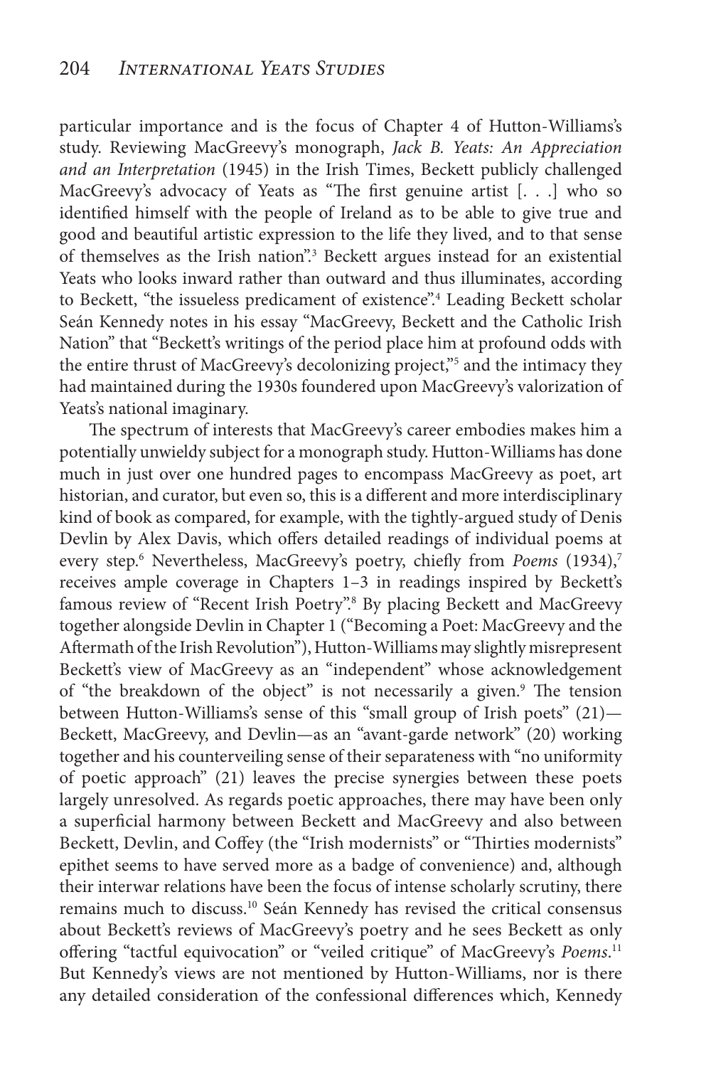particular importance and is the focus of Chapter 4 of Hutton-Williams's study. Reviewing MacGreevy's monograph, *Jack B. Yeats: An Appreciation and an Interpretation* (1945) in the Irish Times, Beckett publicly challenged MacGreevy's advocacy of Yeats as "The first genuine artist [. . .] who so identified himself with the people of Ireland as to be able to give true and good and beautiful artistic expression to the life they lived, and to that sense of themselves as the Irish nation".[3] Beckett argues instead for an existential Yeats who looks inward rather than outward and thus illuminates, according to Beckett, "the issueless predicament of existence".[4] Leading Beckett scholar Seán Kennedy notes in his essay "MacGreevy, Beckett and the Catholic Irish Nation" that "Beckett's writings of the period place him at profound odds with the entire thrust of MacGreevy's decolonizing project,"[5] and the intimacy they had maintained during the 1930s foundered upon MacGreevy's valorization of Yeats's national imaginary.

The spectrum of interests that MacGreevy's career embodies makes him a potentially unwieldy subject for a monograph study. Hutton-Williams has done much in just over one hundred pages to encompass MacGreevy as poet, art historian, and curator, but even so, this is a different and more interdisciplinary kind of book as compared, for example, with the tightly-argued study of Denis Devlin by Alex Davis, which offers detailed readings of individual poems at every step.[6] Nevertheless, MacGreevy's poetry, chiefly from *Poems* (1934),[7] receives ample coverage in Chapters 1–3 in readings inspired by Beckett's famous review of "Recent Irish Poetry".[8] By placing Beckett and MacGreevy together alongside Devlin in Chapter 1 ("Becoming a Poet: MacGreevy and the Aftermath of the Irish Revolution"), Hutton-Williams may slightly misrepresent Beckett's view of MacGreevy as an "independent" whose acknowledgement of "the breakdown of the object" is not necessarily a given.[9] The tension between Hutton-Williams's sense of this "small group of Irish poets" (21)—Beckett, MacGreevy, and Devlin—as an "avant-garde network" (20) working together and his counterveiling sense of their separateness with "no uniformity of poetic approach" (21) leaves the precise synergies between these poets largely unresolved. As regards poetic approaches, there may have been only a superficial harmony between Beckett and MacGreevy and also between Beckett, Devlin, and Coffey (the "Irish modernists" or "Thirties modernists" epithet seems to have served more as a badge of convenience) and, although their interwar relations have been the focus of intense scholarly scrutiny, there remains much to discuss.[10] Seán Kennedy has revised the critical consensus about Beckett's reviews of MacGreevy's poetry and he sees Beckett as only offering "tactful equivocation" or "veiled critique" of MacGreevy's *Poems*.[11] But Kennedy's views are not mentioned by Hutton-Williams, nor is there any detailed consideration of the confessional differences which, Kennedy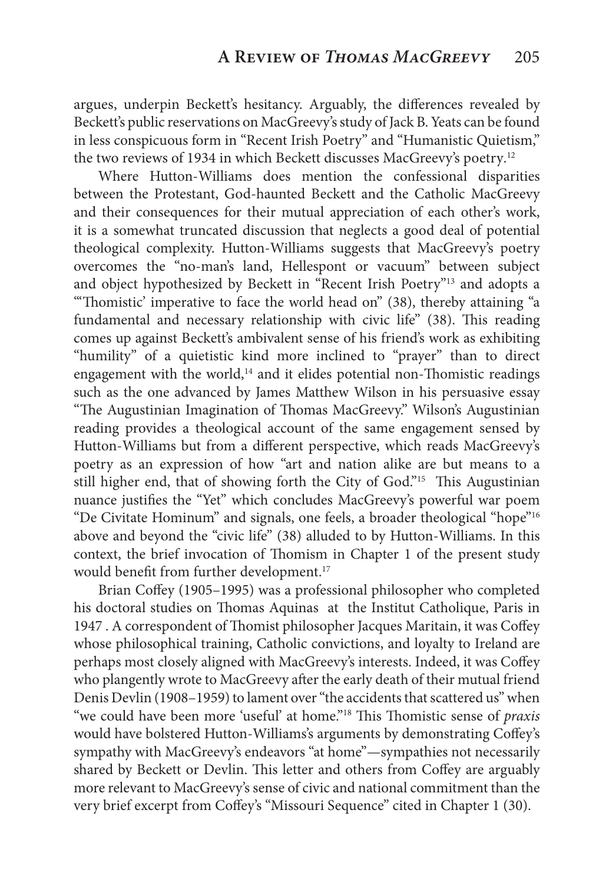argues, underpin Beckett's hesitancy. Arguably, the differences revealed by Beckett's public reservations on MacGreevy's study of Jack B. Yeats can be found in less conspicuous form in "Recent Irish Poetry" and "Humanistic Quietism," the two reviews of 1934 in which Beckett discusses MacGreevy's poetry.[12]

Where Hutton-Williams does mention the confessional disparities between the Protestant, God-haunted Beckett and the Catholic MacGreevy and their consequences for their mutual appreciation of each other's work, it is a somewhat truncated discussion that neglects a good deal of potential theological complexity. Hutton-Williams suggests that MacGreevy's poetry overcomes the "no-man's land, Hellespont or vacuum" between subject and object hypothesized by Beckett in "Recent Irish Poetry"[13] and adopts a "'Thomistic' imperative to face the world head on" (38), thereby attaining "a fundamental and necessary relationship with civic life" (38). This reading comes up against Beckett's ambivalent sense of his friend's work as exhibiting "humility" of a quietistic kind more inclined to "prayer" than to direct engagement with the world,[14] and it elides potential non-Thomistic readings such as the one advanced by James Matthew Wilson in his persuasive essay "The Augustinian Imagination of Thomas MacGreevy." Wilson's Augustinian reading provides a theological account of the same engagement sensed by Hutton-Williams but from a different perspective, which reads MacGreevy's poetry as an expression of how "art and nation alike are but means to a still higher end, that of showing forth the City of God."[15] This Augustinian nuance justifies the "Yet" which concludes MacGreevy's powerful war poem "De Civitate Hominum" and signals, one feels, a broader theological "hope"[16] above and beyond the "civic life" (38) alluded to by Hutton-Williams. In this context, the brief invocation of Thomism in Chapter 1 of the present study would benefit from further development.[17]

Brian Coffey (1905–1995) was a professional philosopher who completed his doctoral studies on Thomas Aquinas at the Institut Catholique, Paris in 1947 . A correspondent of Thomist philosopher Jacques Maritain, it was Coffey whose philosophical training, Catholic convictions, and loyalty to Ireland are perhaps most closely aligned with MacGreevy's interests. Indeed, it was Coffey who plangently wrote to MacGreevy after the early death of their mutual friend Denis Devlin (1908–1959) to lament over "the accidents that scattered us" when "we could have been more 'useful' at home."[18] This Thomistic sense of *praxis* would have bolstered Hutton-Williams's arguments by demonstrating Coffey's sympathy with MacGreevy's endeavors "at home"—sympathies not necessarily shared by Beckett or Devlin. This letter and others from Coffey are arguably more relevant to MacGreevy's sense of civic and national commitment than the very brief excerpt from Coffey's "Missouri Sequence" cited in Chapter 1 (30).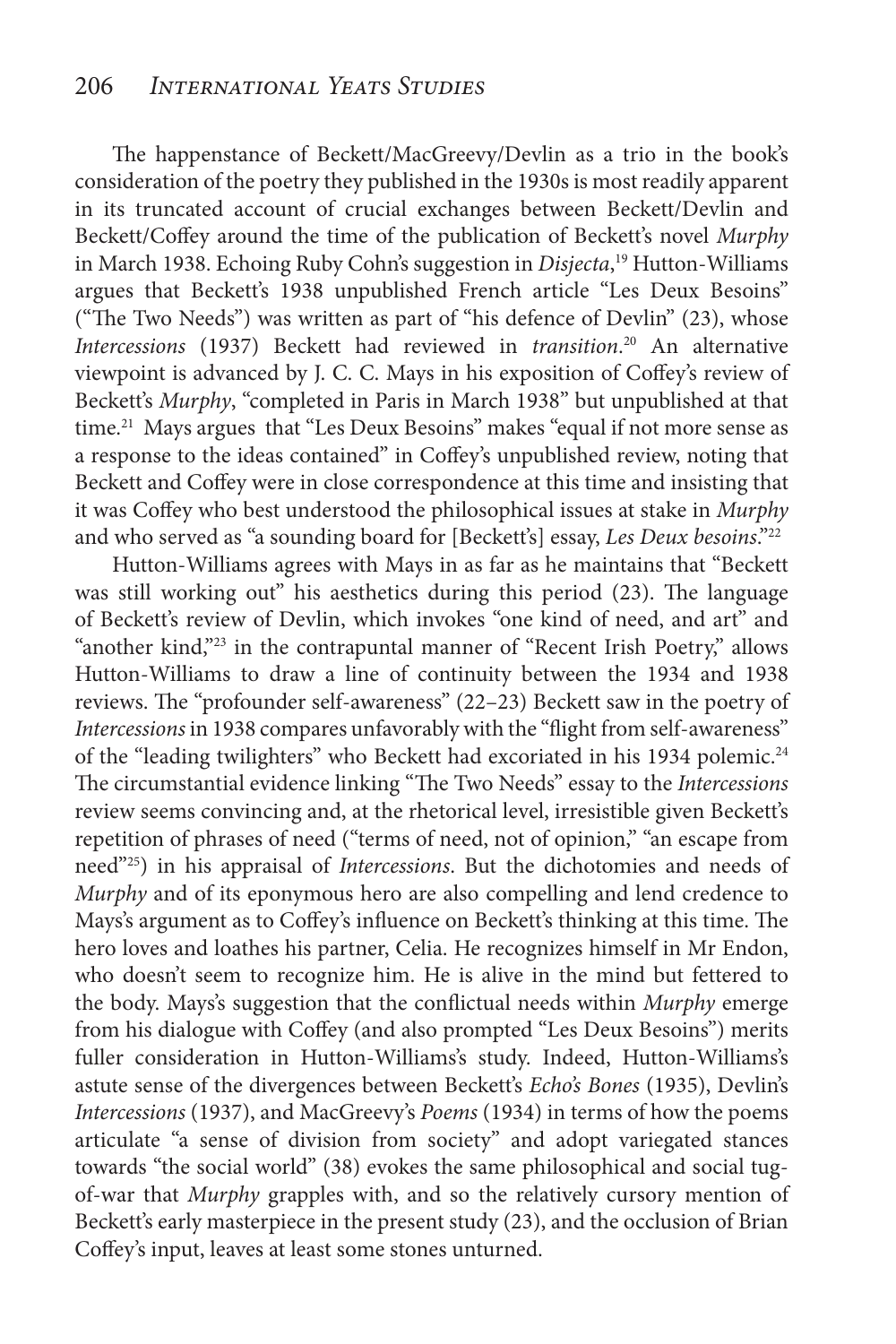The happenstance of Beckett/MacGreevy/Devlin as a trio in the book's consideration of the poetry they published in the 1930s is most readily apparent in its truncated account of crucial exchanges between Beckett/Devlin and Beckett/Coffey around the time of the publication of Beckett's novel *Murphy* in March 1938. Echoing Ruby Cohn's suggestion in *Disjecta*,[19] Hutton-Williams argues that Beckett's 1938 unpublished French article "Les Deux Besoins" ("The Two Needs") was written as part of "his defence of Devlin" (23), whose *Intercessions* (1937) Beckett had reviewed in *transition*.[20] An alternative viewpoint is advanced by J. C. C. Mays in his exposition of Coffey's review of Beckett's *Murphy*, "completed in Paris in March 1938" but unpublished at that time.[21] Mays argues that "Les Deux Besoins" makes "equal if not more sense as a response to the ideas contained" in Coffey's unpublished review, noting that Beckett and Coffey were in close correspondence at this time and insisting that it was Coffey who best understood the philosophical issues at stake in *Murphy* and who served as "a sounding board for [Beckett's] essay, *Les Deux besoins*."[22]

Hutton-Williams agrees with Mays in as far as he maintains that "Beckett was still working out" his aesthetics during this period (23). The language of Beckett's review of Devlin, which invokes "one kind of need, and art" and "another kind,"[23] in the contrapuntal manner of "Recent Irish Poetry," allows Hutton-Williams to draw a line of continuity between the 1934 and 1938 reviews. The "profounder self-awareness" (22–23) Beckett saw in the poetry of *Intercessions* in 1938 compares unfavorably with the "flight from self-awareness" of the "leading twilighters" who Beckett had excoriated in his 1934 polemic.[24] The circumstantial evidence linking "The Two Needs" essay to the *Intercessions* review seems convincing and, at the rhetorical level, irresistible given Beckett's repetition of phrases of need ("terms of need, not of opinion," "an escape from need"[25]) in his appraisal of *Intercessions*. But the dichotomies and needs of *Murphy* and of its eponymous hero are also compelling and lend credence to Mays's argument as to Coffey's influence on Beckett's thinking at this time. The hero loves and loathes his partner, Celia. He recognizes himself in Mr Endon, who doesn't seem to recognize him. He is alive in the mind but fettered to the body. Mays's suggestion that the conflictual needs within *Murphy* emerge from his dialogue with Coffey (and also prompted "Les Deux Besoins") merits fuller consideration in Hutton-Williams's study. Indeed, Hutton-Williams's astute sense of the divergences between Beckett's *Echo's Bones* (1935), Devlin's *Intercessions* (1937), and MacGreevy's *Poems* (1934) in terms of how the poems articulate "a sense of division from society" and adopt variegated stances towards "the social world" (38) evokes the same philosophical and social tug-of-war that *Murphy* grapples with, and so the relatively cursory mention of Beckett's early masterpiece in the present study (23), and the occlusion of Brian Coffey's input, leaves at least some stones unturned.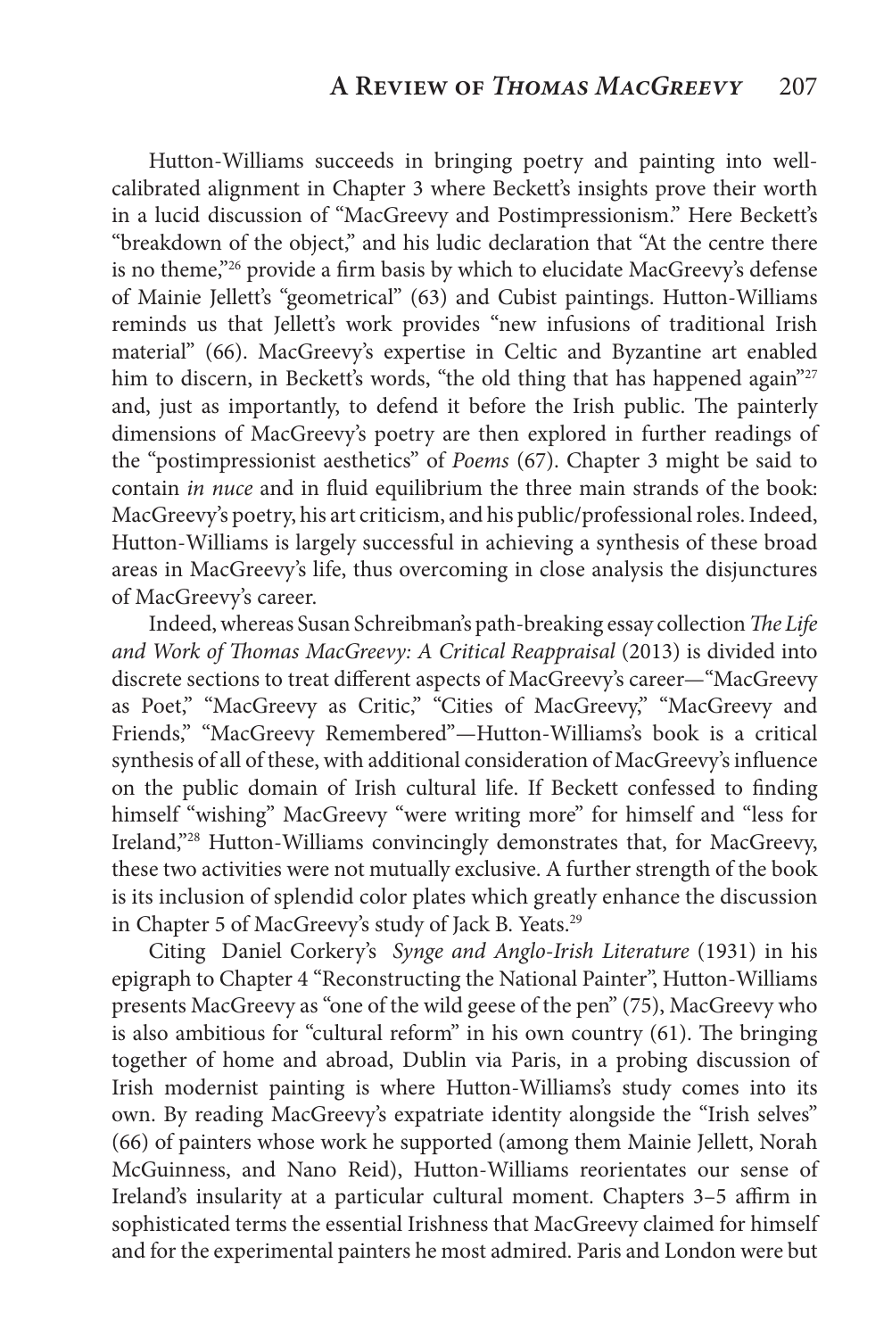Hutton-Williams succeeds in bringing poetry and painting into well-calibrated alignment in Chapter 3 where Beckett's insights prove their worth in a lucid discussion of "MacGreevy and Postimpressionism." Here Beckett's "breakdown of the object," and his ludic declaration that "At the centre there is no theme,"[26] provide a firm basis by which to elucidate MacGreevy's defense of Mainie Jellett's "geometrical" (63) and Cubist paintings. Hutton-Williams reminds us that Jellett's work provides "new infusions of traditional Irish material" (66). MacGreevy's expertise in Celtic and Byzantine art enabled him to discern, in Beckett's words, "the old thing that has happened again"[27] and, just as importantly, to defend it before the Irish public. The painterly dimensions of MacGreevy's poetry are then explored in further readings of the "postimpressionist aesthetics" of *Poems* (67). Chapter 3 might be said to contain *in nuce* and in fluid equilibrium the three main strands of the book: MacGreevy's poetry, his art criticism, and his public/professional roles. Indeed, Hutton-Williams is largely successful in achieving a synthesis of these broad areas in MacGreevy's life, thus overcoming in close analysis the disjunctures of MacGreevy's career.

Indeed, whereas Susan Schreibman's path-breaking essay collection *The Life and Work of Thomas MacGreevy: A Critical Reappraisal* (2013) is divided into discrete sections to treat different aspects of MacGreevy's career—"MacGreevy as Poet," "MacGreevy as Critic," "Cities of MacGreevy," "MacGreevy and Friends," "MacGreevy Remembered"—Hutton-Williams's book is a critical synthesis of all of these, with additional consideration of MacGreevy's influence on the public domain of Irish cultural life. If Beckett confessed to finding himself "wishing" MacGreevy "were writing more" for himself and "less for Ireland,"[28] Hutton-Williams convincingly demonstrates that, for MacGreevy, these two activities were not mutually exclusive. A further strength of the book is its inclusion of splendid color plates which greatly enhance the discussion in Chapter 5 of MacGreevy's study of Jack B. Yeats.[29]

Citing Daniel Corkery's *Synge and Anglo-Irish Literature* (1931) in his epigraph to Chapter 4 "Reconstructing the National Painter", Hutton-Williams presents MacGreevy as "one of the wild geese of the pen" (75), MacGreevy who is also ambitious for "cultural reform" in his own country (61). The bringing together of home and abroad, Dublin via Paris, in a probing discussion of Irish modernist painting is where Hutton-Williams's study comes into its own. By reading MacGreevy's expatriate identity alongside the "Irish selves" (66) of painters whose work he supported (among them Mainie Jellett, Norah McGuinness, and Nano Reid), Hutton-Williams reorientates our sense of Ireland's insularity at a particular cultural moment. Chapters 3–5 affirm in sophisticated terms the essential Irishness that MacGreevy claimed for himself and for the experimental painters he most admired. Paris and London were but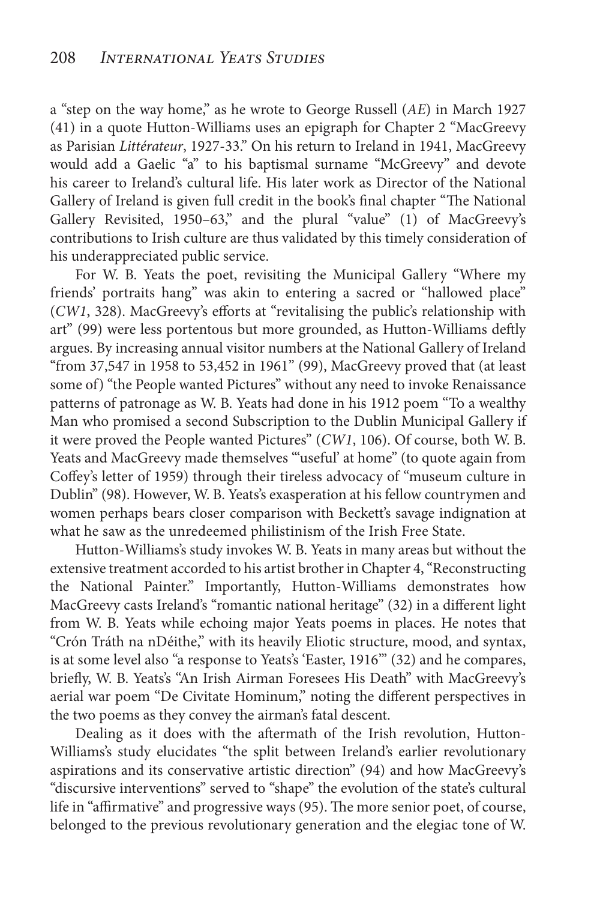a "step on the way home," as he wrote to George Russell (*AE*) in March 1927 (41) in a quote Hutton-Williams uses an epigraph for Chapter 2 "MacGreevy as Parisian *Littérateur*, 1927-33." On his return to Ireland in 1941, MacGreevy would add a Gaelic "a" to his baptismal surname "McGreevy" and devote his career to Ireland's cultural life. His later work as Director of the National Gallery of Ireland is given full credit in the book's final chapter "The National Gallery Revisited, 1950–63," and the plural "value" (1) of MacGreevy's contributions to Irish culture are thus validated by this timely consideration of his underappreciated public service.

For W. B. Yeats the poet, revisiting the Municipal Gallery "Where my friends' portraits hang" was akin to entering a sacred or "hallowed place" (*CW1*, 328). MacGreevy's efforts at "revitalising the public's relationship with art" (99) were less portentous but more grounded, as Hutton-Williams deftly argues. By increasing annual visitor numbers at the National Gallery of Ireland "from 37,547 in 1958 to 53,452 in 1961" (99), MacGreevy proved that (at least some of) "the People wanted Pictures" without any need to invoke Renaissance patterns of patronage as W. B. Yeats had done in his 1912 poem "To a wealthy Man who promised a second Subscription to the Dublin Municipal Gallery if it were proved the People wanted Pictures" (*CW1*, 106). Of course, both W. B. Yeats and MacGreevy made themselves "'useful' at home" (to quote again from Coffey's letter of 1959) through their tireless advocacy of "museum culture in Dublin" (98). However, W. B. Yeats's exasperation at his fellow countrymen and women perhaps bears closer comparison with Beckett's savage indignation at what he saw as the unredeemed philistinism of the Irish Free State.

Hutton-Williams's study invokes W. B. Yeats in many areas but without the extensive treatment accorded to his artist brother in Chapter 4, "Reconstructing the National Painter." Importantly, Hutton-Williams demonstrates how MacGreevy casts Ireland's "romantic national heritage" (32) in a different light from W. B. Yeats while echoing major Yeats poems in places. He notes that "Crón Tráth na nDéithe," with its heavily Eliotic structure, mood, and syntax, is at some level also "a response to Yeats's 'Easter, 1916'" (32) and he compares, briefly, W. B. Yeats's "An Irish Airman Foresees His Death" with MacGreevy's aerial war poem "De Civitate Hominum," noting the different perspectives in the two poems as they convey the airman's fatal descent.

Dealing as it does with the aftermath of the Irish revolution, Hutton-Williams's study elucidates "the split between Ireland's earlier revolutionary aspirations and its conservative artistic direction" (94) and how MacGreevy's "discursive interventions" served to "shape" the evolution of the state's cultural life in "affirmative" and progressive ways (95). The more senior poet, of course, belonged to the previous revolutionary generation and the elegiac tone of W.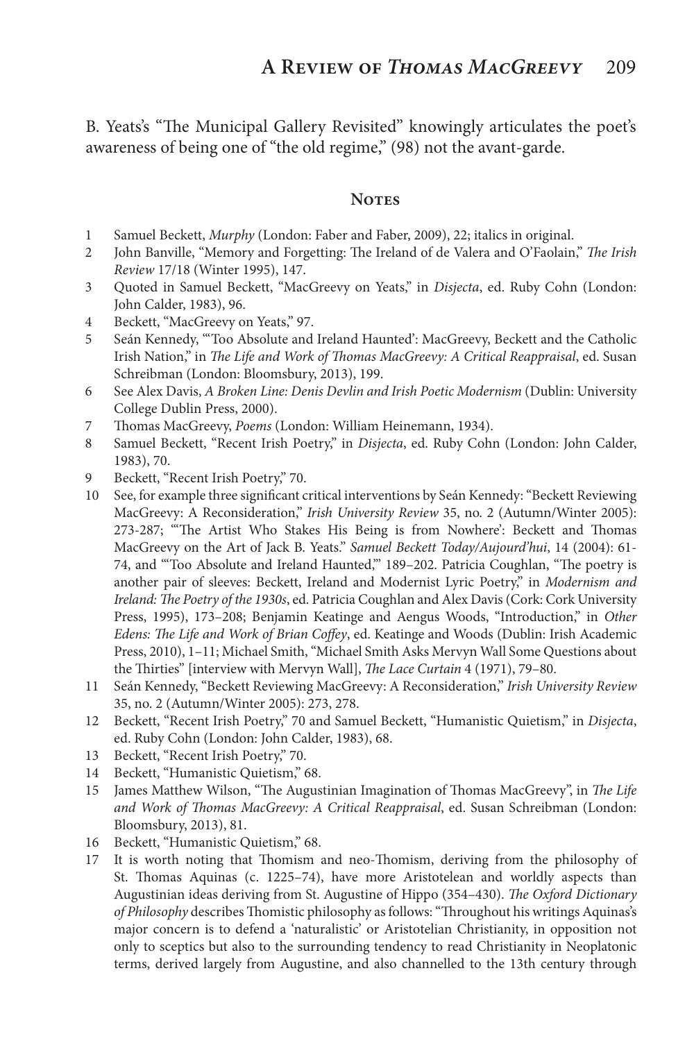B. Yeats's "The Municipal Gallery Revisited" knowingly articulates the poet's awareness of being one of "the old regime," (98) not the avant-garde.

## Notes

1. Samuel Beckett, *Murphy* (London: Faber and Faber, 2009), 22; italics in original.
2. John Banville, "Memory and Forgetting: The Ireland of de Valera and O'Faolain," *The Irish Review* 17/18 (Winter 1995), 147.
3. Quoted in Samuel Beckett, "MacGreevy on Yeats," in *Disjecta*, ed. Ruby Cohn (London: John Calder, 1983), 96.
4. Beckett, "MacGreevy on Yeats," 97.
5. Seán Kennedy, "'Too Absolute and Ireland Haunted': MacGreevy, Beckett and the Catholic Irish Nation," in *The Life and Work of Thomas MacGreevy: A Critical Reappraisal*, ed. Susan Schreibman (London: Bloomsbury, 2013), 199.
6. See Alex Davis, *A Broken Line: Denis Devlin and Irish Poetic Modernism* (Dublin: University College Dublin Press, 2000).
7. Thomas MacGreevy, *Poems* (London: William Heinemann, 1934).
8. Samuel Beckett, "Recent Irish Poetry," in *Disjecta*, ed. Ruby Cohn (London: John Calder, 1983), 70.
9. Beckett, "Recent Irish Poetry," 70.
10. See, for example three significant critical interventions by Seán Kennedy: "Beckett Reviewing MacGreevy: A Reconsideration," *Irish University Review* 35, no. 2 (Autumn/Winter 2005): 273-287; "'The Artist Who Stakes His Being is from Nowhere': Beckett and Thomas MacGreevy on the Art of Jack B. Yeats." *Samuel Beckett Today/Aujourd'hui*, 14 (2004): 61-74, and "'Too Absolute and Ireland Haunted,'" 189–202. Patricia Coughlan, "The poetry is another pair of sleeves: Beckett, Ireland and Modernist Lyric Poetry," in *Modernism and Ireland: The Poetry of the 1930s*, ed. Patricia Coughlan and Alex Davis (Cork: Cork University Press, 1995), 173–208; Benjamin Keatinge and Aengus Woods, "Introduction," in *Other Edens: The Life and Work of Brian Coffey*, ed. Keatinge and Woods (Dublin: Irish Academic Press, 2010), 1–11; Michael Smith, "Michael Smith Asks Mervyn Wall Some Questions about the Thirties" [interview with Mervyn Wall], *The Lace Curtain* 4 (1971), 79–80.
11. Seán Kennedy, "Beckett Reviewing MacGreevy: A Reconsideration," *Irish University Review* 35, no. 2 (Autumn/Winter 2005): 273, 278.
12. Beckett, "Recent Irish Poetry," 70 and Samuel Beckett, "Humanistic Quietism," in *Disjecta*, ed. Ruby Cohn (London: John Calder, 1983), 68.
13. Beckett, "Recent Irish Poetry," 70.
14. Beckett, "Humanistic Quietism," 68.
15. James Matthew Wilson, "The Augustinian Imagination of Thomas MacGreevy", in *The Life and Work of Thomas MacGreevy: A Critical Reappraisal*, ed. Susan Schreibman (London: Bloomsbury, 2013), 81.
16. Beckett, "Humanistic Quietism," 68.
17. It is worth noting that Thomism and neo-Thomism, deriving from the philosophy of St. Thomas Aquinas (c. 1225–74), have more Aristotelean and worldly aspects than Augustinian ideas deriving from St. Augustine of Hippo (354–430). *The Oxford Dictionary of Philosophy* describes Thomistic philosophy as follows: "Throughout his writings Aquinas's major concern is to defend a 'naturalistic' or Aristotelian Christianity, in opposition not only to sceptics but also to the surrounding tendency to read Christianity in Neoplatonic terms, derived largely from Augustine, and also channelled to the 13th century through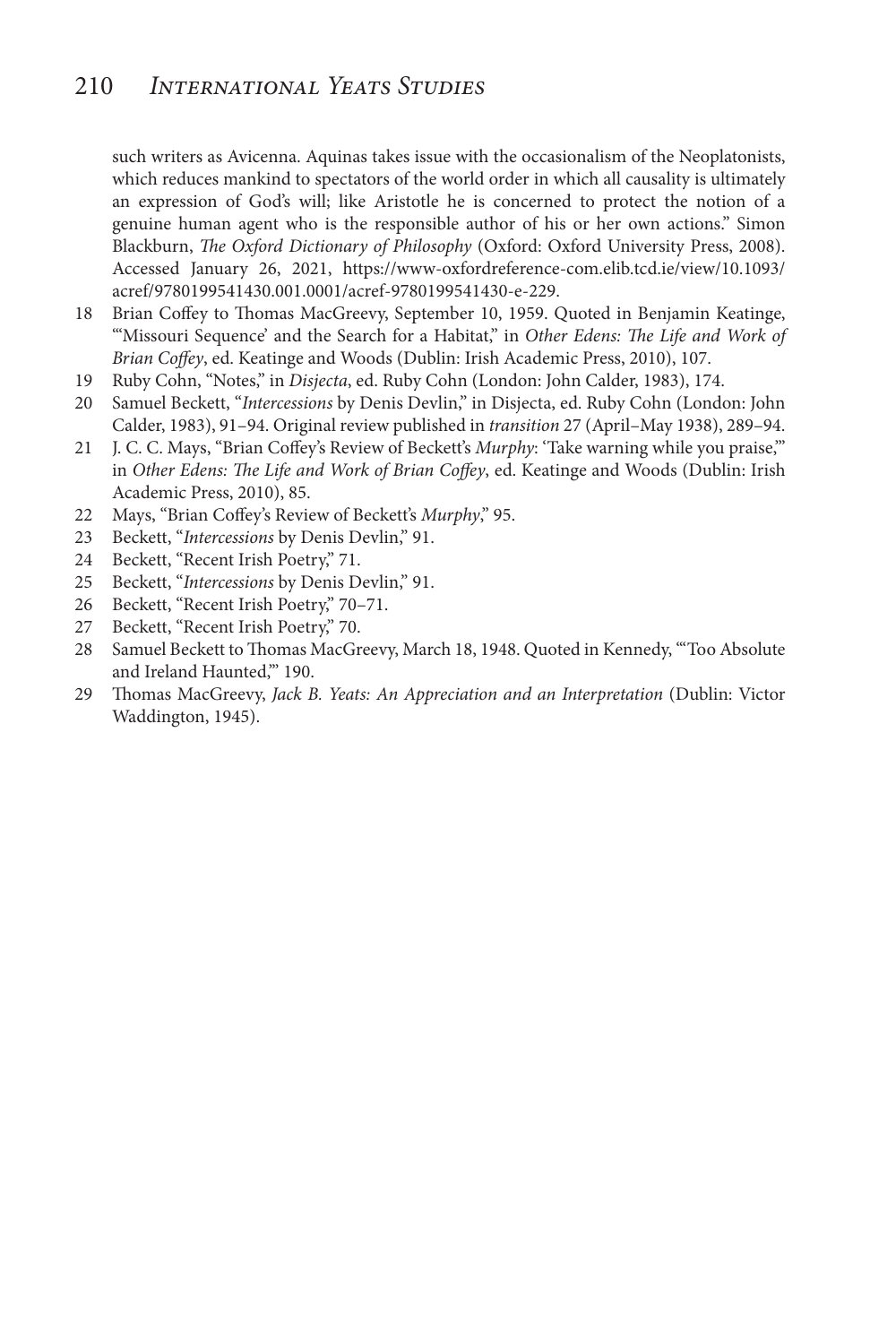such writers as Avicenna. Aquinas takes issue with the occasionalism of the Neoplatonists, which reduces mankind to spectators of the world order in which all causality is ultimately an expression of God's will; like Aristotle he is concerned to protect the notion of a genuine human agent who is the responsible author of his or her own actions." Simon Blackburn, *The Oxford Dictionary of Philosophy* (Oxford: Oxford University Press, 2008). Accessed January 26, 2021, https://www-oxfordreference-com.elib.tcd.ie/view/10.1093/acref/9780199541430.001.0001/acref-9780199541430-e-229.

18 Brian Coffey to Thomas MacGreevy, September 10, 1959. Quoted in Benjamin Keatinge, "'Missouri Sequence' and the Search for a Habitat," in *Other Edens: The Life and Work of Brian Coffey*, ed. Keatinge and Woods (Dublin: Irish Academic Press, 2010), 107.

19 Ruby Cohn, "Notes," in *Disjecta*, ed. Ruby Cohn (London: John Calder, 1983), 174.

20 Samuel Beckett, "*Intercessions* by Denis Devlin," in Disjecta, ed. Ruby Cohn (London: John Calder, 1983), 91–94. Original review published in *transition* 27 (April–May 1938), 289–94.

21 J. C. C. Mays, "Brian Coffey's Review of Beckett's *Murphy*: 'Take warning while you praise,'" in *Other Edens: The Life and Work of Brian Coffey*, ed. Keatinge and Woods (Dublin: Irish Academic Press, 2010), 85.

22 Mays, "Brian Coffey's Review of Beckett's *Murphy*," 95.

23 Beckett, "*Intercessions* by Denis Devlin," 91.

24 Beckett, "Recent Irish Poetry," 71.

25 Beckett, "*Intercessions* by Denis Devlin," 91.

26 Beckett, "Recent Irish Poetry," 70–71.

27 Beckett, "Recent Irish Poetry," 70.

28 Samuel Beckett to Thomas MacGreevy, March 18, 1948. Quoted in Kennedy, "'Too Absolute and Ireland Haunted,'" 190.

29 Thomas MacGreevy, *Jack B. Yeats: An Appreciation and an Interpretation* (Dublin: Victor Waddington, 1945).